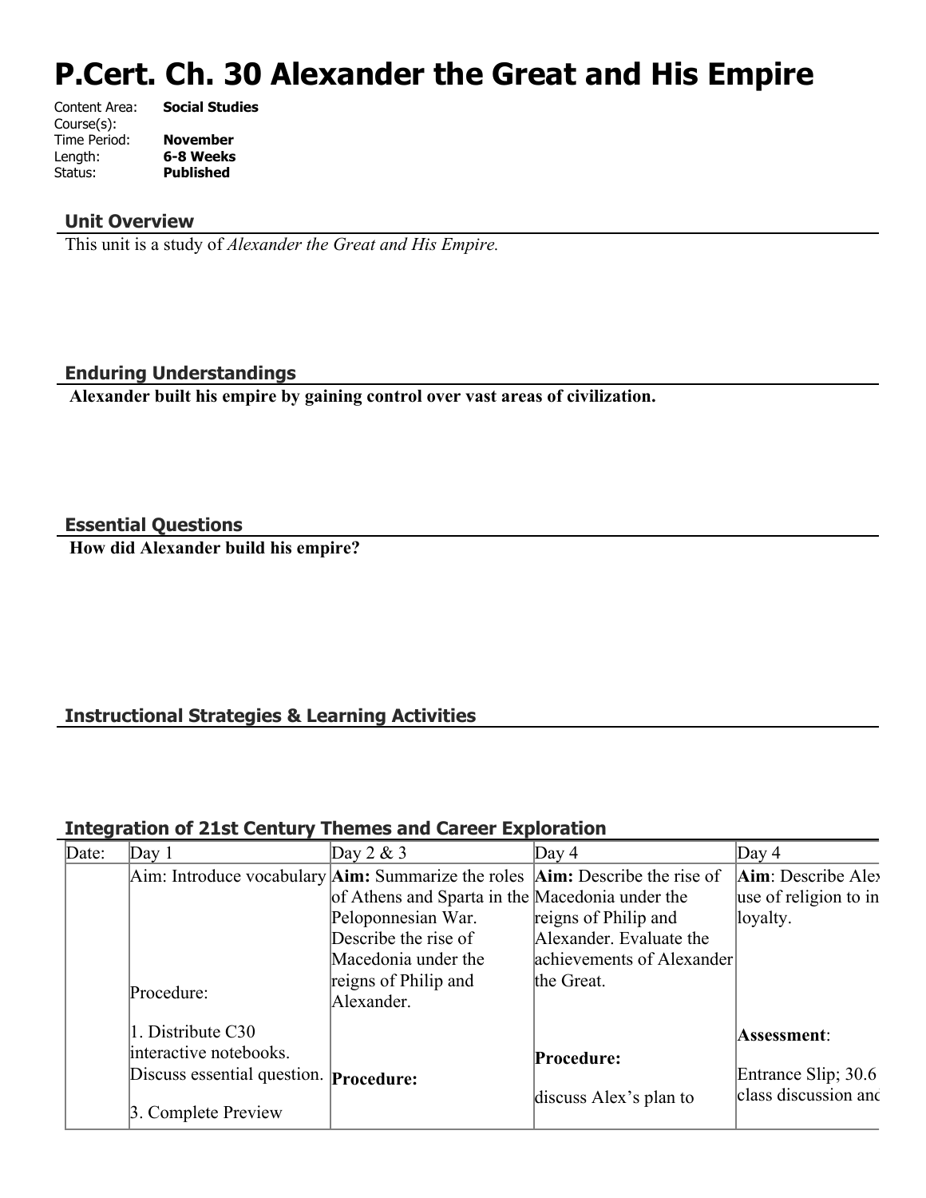# P.Cert. Ch. 30 Alexander the Great and His Empire

Content Area: **Social Studies**
Course(s):
Time Period: **November**
Length: **6-8 Weeks**
Status: **Published**

## Unit Overview

This unit is a study of *Alexander the Great and His Empire.*

## Enduring Understandings

**Alexander built his empire by gaining control over vast areas of civilization.**

## Essential Questions

**How did Alexander build his empire?**

## Instructional Strategies & Learning Activities

## Integration of 21st Century Themes and Career Exploration

| Date: | Day 1 | Day 2 & 3 | Day 4 | Day 4 |
|---|---|---|---|---|
| | Aim: Introduce vocabulary<br><br>Procedure:<br><br>1. Distribute C30 interactive notebooks. Discuss essential question.<br><br>3. Complete Preview | **Aim:** Summarize the roles of Athens and Sparta in the Peloponnesian War. Describe the rise of Macedonia under the reigns of Philip and Alexander.<br><br>**Procedure:** | **Aim:** Describe the rise of Macedonia under the reigns of Philip and Alexander. Evaluate the achievements of Alexander the Great.<br><br>**Procedure:**<br><br>discuss Alex's plan to | **Aim**: Describe Alex use of religion to in loyalty.<br><br>**Assessment**:<br><br>Entrance Slip; 30.6 class discussion and |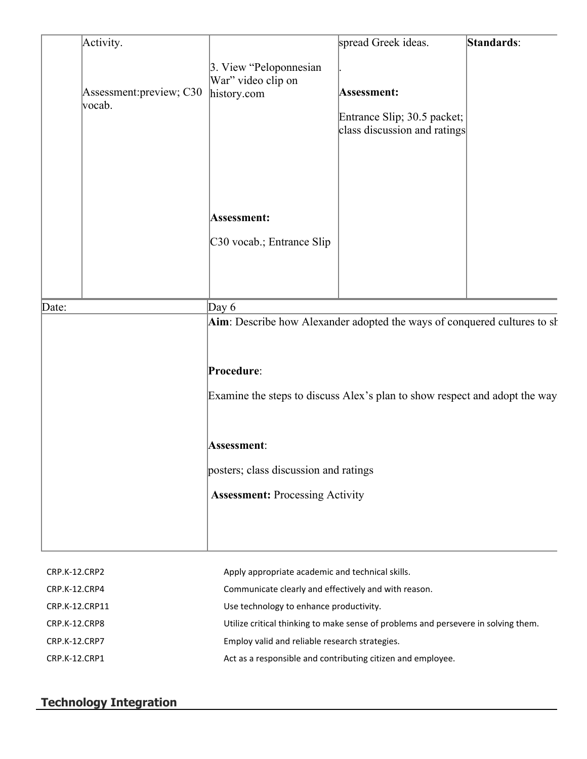|  | Activity.<br><br>Assessment:preview; C30 vocab. | 3. View "Peloponnesian War" video clip on history.com<br><br>**Assessment:**<br><br>C30 vocab.; Entrance Slip | spread Greek ideas.<br><br>.<br><br>**Assessment:**<br><br>Entrance Slip; 30.5 packet; class discussion and ratings | **Standards**: |
|---|---|---|---|---|
| Date: | | Day 6 | | |
| | | **Aim**: Describe how Alexander adopted the ways of conquered cultures to sh<br><br>**Procedure**:<br><br>Examine the steps to discuss Alex's plan to show respect and adopt the way<br><br>**Assessment**:<br><br>posters; class discussion and ratings<br><br>**Assessment:** Processing Activity | | |

| | |
|---|---|
| CRP.K-12.CRP2 | Apply appropriate academic and technical skills. |
| CRP.K-12.CRP4 | Communicate clearly and effectively and with reason. |
| CRP.K-12.CRP11 | Use technology to enhance productivity. |
| CRP.K-12.CRP8 | Utilize critical thinking to make sense of problems and persevere in solving them. |
| CRP.K-12.CRP7 | Employ valid and reliable research strategies. |
| CRP.K-12.CRP1 | Act as a responsible and contributing citizen and employee. |

## Technology Integration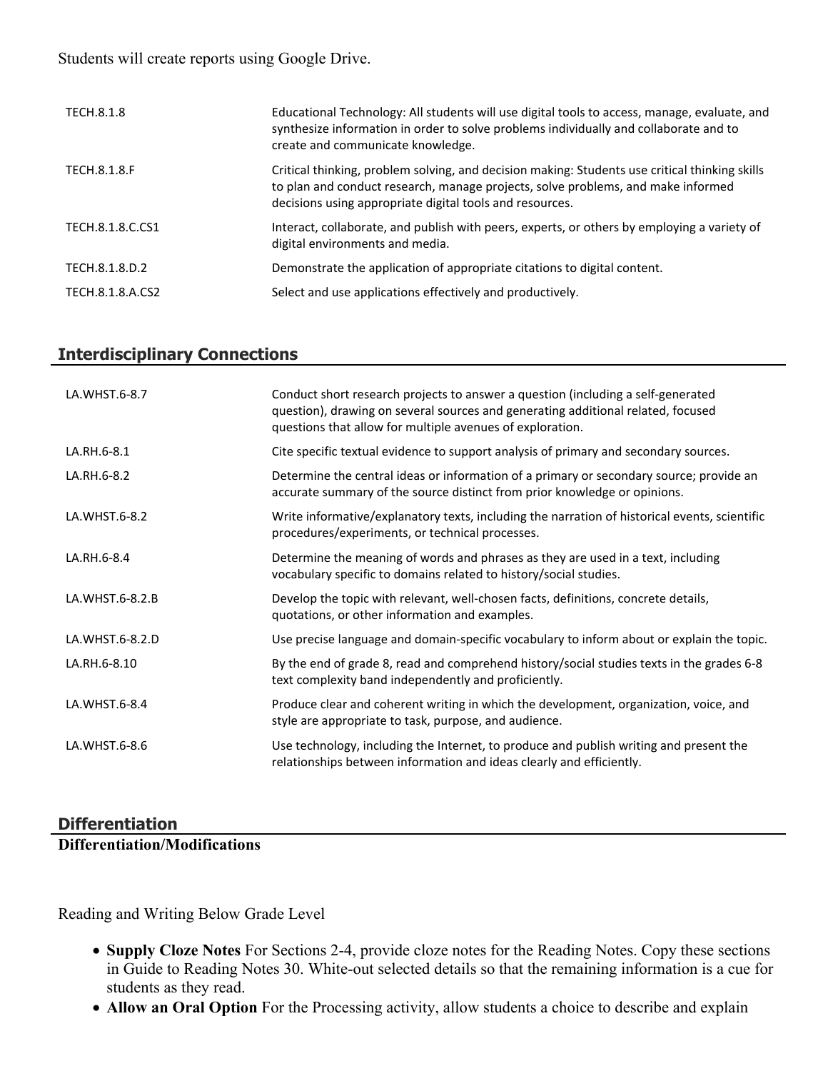Students will create reports using Google Drive.

| | |
|---|---|
| TECH.8.1.8 | Educational Technology: All students will use digital tools to access, manage, evaluate, and synthesize information in order to solve problems individually and collaborate and to create and communicate knowledge. |
| TECH.8.1.8.F | Critical thinking, problem solving, and decision making: Students use critical thinking skills to plan and conduct research, manage projects, solve problems, and make informed decisions using appropriate digital tools and resources. |
| TECH.8.1.8.C.CS1 | Interact, collaborate, and publish with peers, experts, or others by employing a variety of digital environments and media. |
| TECH.8.1.8.D.2 | Demonstrate the application of appropriate citations to digital content. |
| TECH.8.1.8.A.CS2 | Select and use applications effectively and productively. |

## Interdisciplinary Connections

| | |
|---|---|
| LA.WHST.6-8.7 | Conduct short research projects to answer a question (including a self-generated question), drawing on several sources and generating additional related, focused questions that allow for multiple avenues of exploration. |
| LA.RH.6-8.1 | Cite specific textual evidence to support analysis of primary and secondary sources. |
| LA.RH.6-8.2 | Determine the central ideas or information of a primary or secondary source; provide an accurate summary of the source distinct from prior knowledge or opinions. |
| LA.WHST.6-8.2 | Write informative/explanatory texts, including the narration of historical events, scientific procedures/experiments, or technical processes. |
| LA.RH.6-8.4 | Determine the meaning of words and phrases as they are used in a text, including vocabulary specific to domains related to history/social studies. |
| LA.WHST.6-8.2.B | Develop the topic with relevant, well-chosen facts, definitions, concrete details, quotations, or other information and examples. |
| LA.WHST.6-8.2.D | Use precise language and domain-specific vocabulary to inform about or explain the topic. |
| LA.RH.6-8.10 | By the end of grade 8, read and comprehend history/social studies texts in the grades 6-8 text complexity band independently and proficiently. |
| LA.WHST.6-8.4 | Produce clear and coherent writing in which the development, organization, voice, and style are appropriate to task, purpose, and audience. |
| LA.WHST.6-8.6 | Use technology, including the Internet, to produce and publish writing and present the relationships between information and ideas clearly and efficiently. |

## Differentiation

**Differentiation/Modifications**

Reading and Writing Below Grade Level

- **Supply Cloze Notes** For Sections 2-4, provide cloze notes for the Reading Notes. Copy these sections in Guide to Reading Notes 30. White-out selected details so that the remaining information is a cue for students as they read.
- **Allow an Oral Option** For the Processing activity, allow students a choice to describe and explain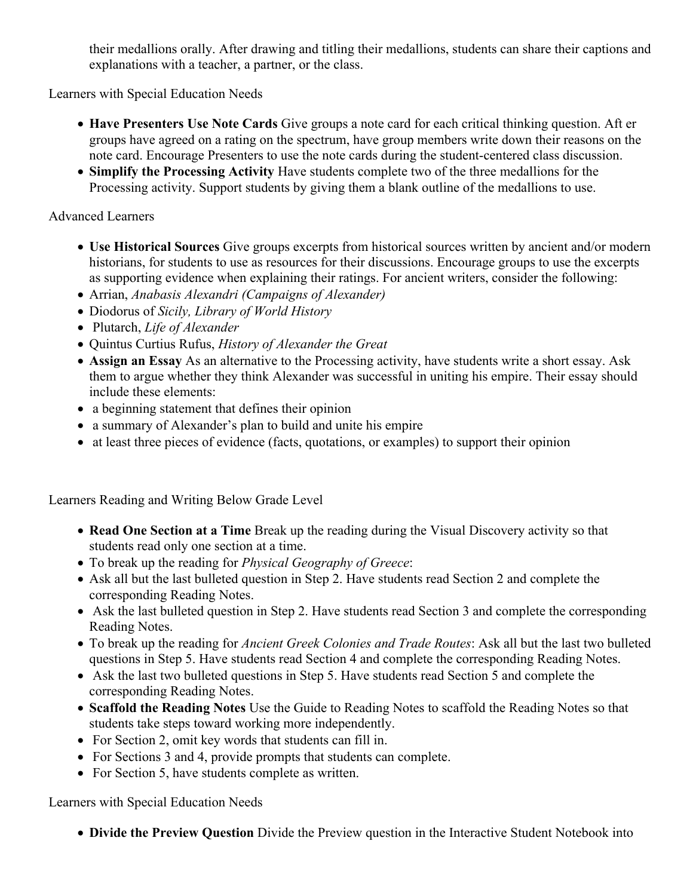their medallions orally. After drawing and titling their medallions, students can share their captions and explanations with a teacher, a partner, or the class.

Learners with Special Education Needs

- **Have Presenters Use Note Cards** Give groups a note card for each critical thinking question. Aft er groups have agreed on a rating on the spectrum, have group members write down their reasons on the note card. Encourage Presenters to use the note cards during the student-centered class discussion.
- **Simplify the Processing Activity** Have students complete two of the three medallions for the Processing activity. Support students by giving them a blank outline of the medallions to use.

Advanced Learners

- **Use Historical Sources** Give groups excerpts from historical sources written by ancient and/or modern historians, for students to use as resources for their discussions. Encourage groups to use the excerpts as supporting evidence when explaining their ratings. For ancient writers, consider the following:
- Arrian, *Anabasis Alexandri (Campaigns of Alexander)*
- Diodorus of *Sicily, Library of World History*
- Plutarch, *Life of Alexander*
- Quintus Curtius Rufus, *History of Alexander the Great*
- **Assign an Essay** As an alternative to the Processing activity, have students write a short essay. Ask them to argue whether they think Alexander was successful in uniting his empire. Their essay should include these elements:
- a beginning statement that defines their opinion
- a summary of Alexander's plan to build and unite his empire
- at least three pieces of evidence (facts, quotations, or examples) to support their opinion

Learners Reading and Writing Below Grade Level

- **Read One Section at a Time** Break up the reading during the Visual Discovery activity so that students read only one section at a time.
- To break up the reading for *Physical Geography of Greece*:
- Ask all but the last bulleted question in Step 2. Have students read Section 2 and complete the corresponding Reading Notes.
- Ask the last bulleted question in Step 2. Have students read Section 3 and complete the corresponding Reading Notes.
- To break up the reading for *Ancient Greek Colonies and Trade Routes*: Ask all but the last two bulleted questions in Step 5. Have students read Section 4 and complete the corresponding Reading Notes.
- Ask the last two bulleted questions in Step 5. Have students read Section 5 and complete the corresponding Reading Notes.
- **Scaffold the Reading Notes** Use the Guide to Reading Notes to scaffold the Reading Notes so that students take steps toward working more independently.
- For Section 2, omit key words that students can fill in.
- For Sections 3 and 4, provide prompts that students can complete.
- For Section 5, have students complete as written.

Learners with Special Education Needs

- **Divide the Preview Question** Divide the Preview question in the Interactive Student Notebook into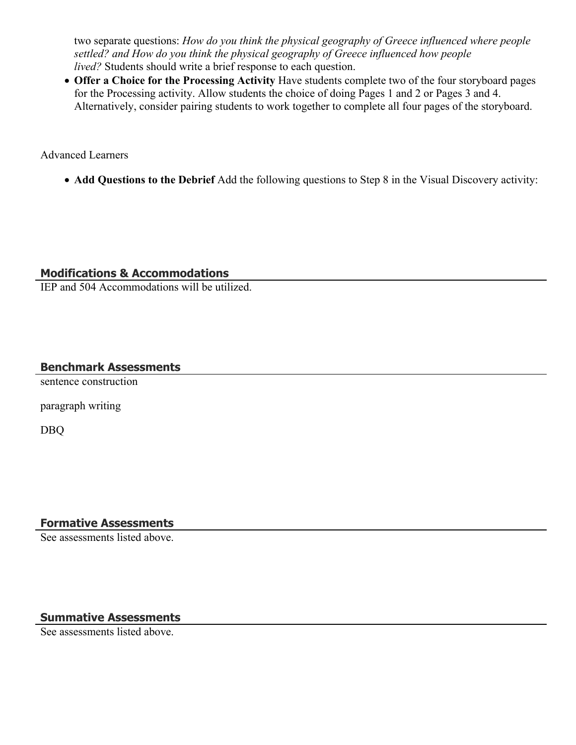two separate questions: *How do you think the physical geography of Greece influenced where people settled? and How do you think the physical geography of Greece influenced how people lived?* Students should write a brief response to each question.

- **Offer a Choice for the Processing Activity** Have students complete two of the four storyboard pages for the Processing activity. Allow students the choice of doing Pages 1 and 2 or Pages 3 and 4. Alternatively, consider pairing students to work together to complete all four pages of the storyboard.

Advanced Learners

- **Add Questions to the Debrief** Add the following questions to Step 8 in the Visual Discovery activity:

## Modifications & Accommodations

IEP and 504 Accommodations will be utilized.

## Benchmark Assessments

sentence construction

paragraph writing

DBQ

## Formative Assessments

See assessments listed above.

## Summative Assessments

See assessments listed above.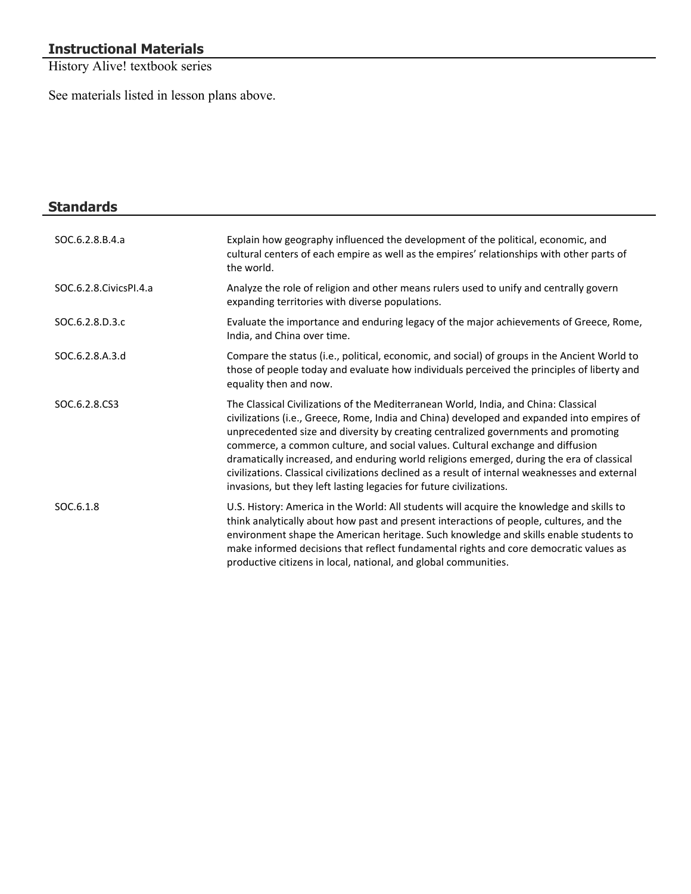## Instructional Materials

History Alive! textbook series

See materials listed in lesson plans above.

## Standards

| | |
|---|---|
| SOC.6.2.8.B.4.a | Explain how geography influenced the development of the political, economic, and cultural centers of each empire as well as the empires' relationships with other parts of the world. |
| SOC.6.2.8.CivicsPI.4.a | Analyze the role of religion and other means rulers used to unify and centrally govern expanding territories with diverse populations. |
| SOC.6.2.8.D.3.c | Evaluate the importance and enduring legacy of the major achievements of Greece, Rome, India, and China over time. |
| SOC.6.2.8.A.3.d | Compare the status (i.e., political, economic, and social) of groups in the Ancient World to those of people today and evaluate how individuals perceived the principles of liberty and equality then and now. |
| SOC.6.2.8.CS3 | The Classical Civilizations of the Mediterranean World, India, and China: Classical civilizations (i.e., Greece, Rome, India and China) developed and expanded into empires of unprecedented size and diversity by creating centralized governments and promoting commerce, a common culture, and social values. Cultural exchange and diffusion dramatically increased, and enduring world religions emerged, during the era of classical civilizations. Classical civilizations declined as a result of internal weaknesses and external invasions, but they left lasting legacies for future civilizations. |
| SOC.6.1.8 | U.S. History: America in the World: All students will acquire the knowledge and skills to think analytically about how past and present interactions of people, cultures, and the environment shape the American heritage. Such knowledge and skills enable students to make informed decisions that reflect fundamental rights and core democratic values as productive citizens in local, national, and global communities. |